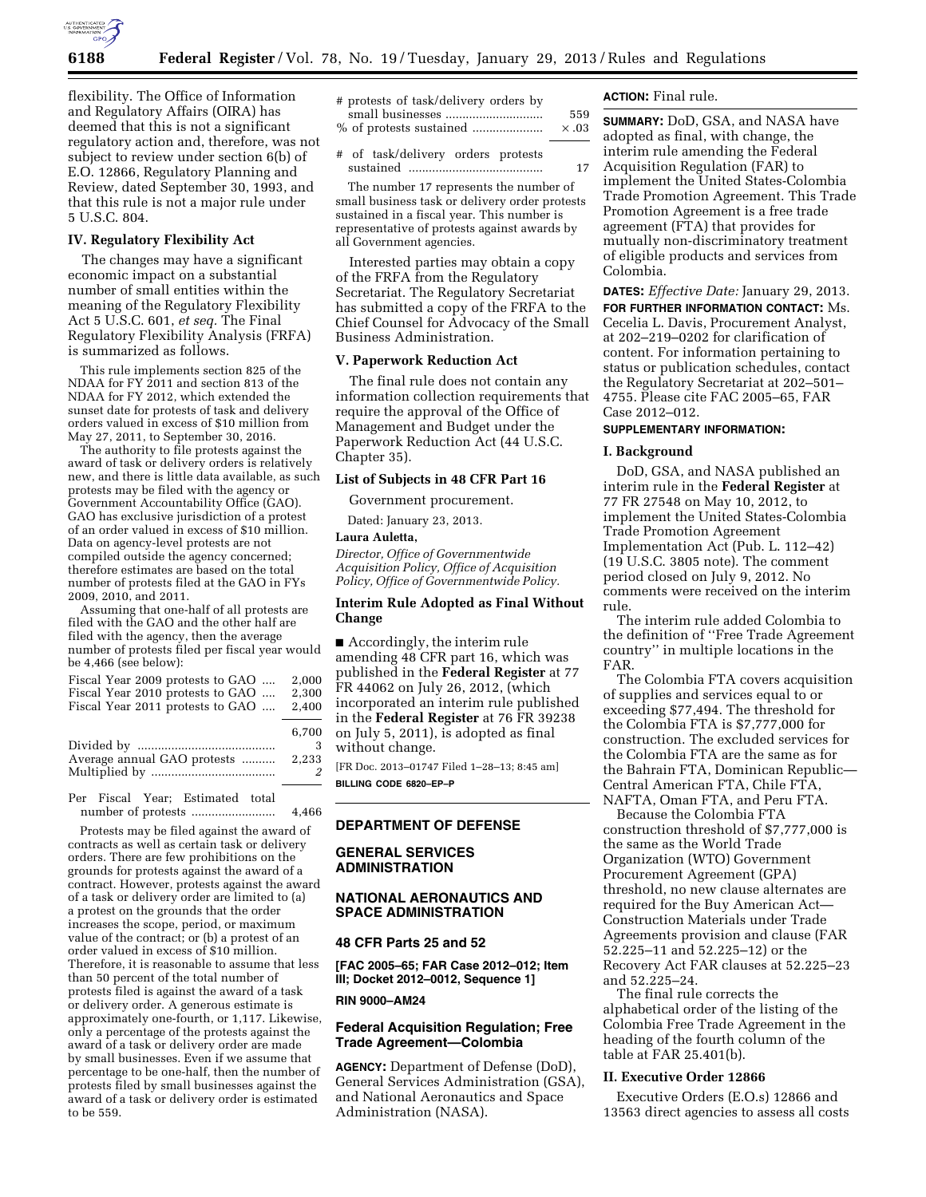flexibility. The Office of Information and Regulatory Affairs (OIRA) has deemed that this is not a significant regulatory action and, therefore, was not subject to review under section 6(b) of E.O. 12866, Regulatory Planning and Review, dated September 30, 1993, and that this rule is not a major rule under 5 U.S.C. 804.

### IV. Regulatory Flexibility Act

The changes may have a significant economic impact on a substantial number of small entities within the meaning of the Regulatory Flexibility Act 5 U.S.C. 601, *et seq.* The Final Regulatory Flexibility Analysis (FRFA) is summarized as follows.

This rule implements section 825 of the NDAA for FY 2011 and section 813 of the NDAA for FY 2012, which extended the sunset date for protests of task and delivery orders valued in excess of $10 million from May 27, 2011, to September 30, 2016.

The authority to file protests against the award of task or delivery orders is relatively new, and there is little data available, as such protests may be filed with the agency or Government Accountability Office (GAO). GAO has exclusive jurisdiction of a protest of an order valued in excess of $10 million. Data on agency-level protests are not compiled outside the agency concerned; therefore estimates are based on the total number of protests filed at the GAO in FYs 2009, 2010, and 2011.

Assuming that one-half of all protests are filed with the GAO and the other half are filed with the agency, then the average number of protests filed per fiscal year would be 4,466 (see below):

| | |
|---|---|
| Fiscal Year 2009 protests to GAO | 2,000 |
| Fiscal Year 2010 protests to GAO | 2,300 |
| Fiscal Year 2011 protests to GAO | 2,400 |
| | 6,700 |
| Divided by | 3 |
| Average annual GAO protests | 2,233 |
| Multiplied by | *2* |
| Per Fiscal Year; Estimated total number of protests | 4,466 |

Protests may be filed against the award of contracts as well as certain task or delivery orders. There are few prohibitions on the grounds for protests against the award of a contract. However, protests against the award of a task or delivery order are limited to (a) a protest on the grounds that the order increases the scope, period, or maximum value of the contract; or (b) a protest of an order valued in excess of $10 million. Therefore, it is reasonable to assume that less than 50 percent of the total number of protests filed is against the award of a task or delivery order. A generous estimate is approximately one-fourth, or 1,117. Likewise, only a percentage of the protests against the award of a task or delivery order are made by small businesses. Even if we assume that percentage to be one-half, then the number of protests filed by small businesses against the award of a task or delivery order is estimated to be 559.

| | |
|---|---|
| # protests of task/delivery orders by small businesses | 559 |
| % of protests sustained | × .03 |
| # of task/delivery orders protests sustained | 17 |

The number 17 represents the number of small business task or delivery order protests sustained in a fiscal year. This number is representative of protests against awards by all Government agencies.

Interested parties may obtain a copy of the FRFA from the Regulatory Secretariat. The Regulatory Secretariat has submitted a copy of the FRFA to the Chief Counsel for Advocacy of the Small Business Administration.

### V. Paperwork Reduction Act

The final rule does not contain any information collection requirements that require the approval of the Office of Management and Budget under the Paperwork Reduction Act (44 U.S.C. Chapter 35).

### List of Subjects in 48 CFR Part 16

Government procurement.

Dated: January 23, 2013.

**Laura Auletta,**

*Director, Office of Governmentwide Acquisition Policy, Office of Acquisition Policy, Office of Governmentwide Policy.*

### Interim Rule Adopted as Final Without Change

■ Accordingly, the interim rule amending 48 CFR part 16, which was published in the **Federal Register** at 77 FR 44062 on July 26, 2012, (which incorporated an interim rule published in the **Federal Register** at 76 FR 39238 on July 5, 2011), is adopted as final without change.

[FR Doc. 2013–01747 Filed 1–28–13; 8:45 am]

**BILLING CODE 6820–EP–P**

## DEPARTMENT OF DEFENSE

## GENERAL SERVICES ADMINISTRATION

## NATIONAL AERONAUTICS AND SPACE ADMINISTRATION

### 48 CFR Parts 25 and 52

**[FAC 2005–65; FAR Case 2012–012; Item III; Docket 2012–0012, Sequence 1]**

**RIN 9000–AM24**

## Federal Acquisition Regulation; Free Trade Agreement—Colombia

**AGENCY:** Department of Defense (DoD), General Services Administration (GSA), and National Aeronautics and Space Administration (NASA).

**ACTION:** Final rule.

**SUMMARY:** DoD, GSA, and NASA have adopted as final, with change, the interim rule amending the Federal Acquisition Regulation (FAR) to implement the United States-Colombia Trade Promotion Agreement. This Trade Promotion Agreement is a free trade agreement (FTA) that provides for mutually non-discriminatory treatment of eligible products and services from Colombia.

**DATES:** *Effective Date:* January 29, 2013.

**FOR FURTHER INFORMATION CONTACT:** Ms. Cecelia L. Davis, Procurement Analyst, at 202–219–0202 for clarification of content. For information pertaining to status or publication schedules, contact the Regulatory Secretariat at 202–501–4755. Please cite FAC 2005–65, FAR Case 2012–012.

**SUPPLEMENTARY INFORMATION:**

### I. Background

DoD, GSA, and NASA published an interim rule in the **Federal Register** at 77 FR 27548 on May 10, 2012, to implement the United States-Colombia Trade Promotion Agreement Implementation Act (Pub. L. 112–42) (19 U.S.C. 3805 note). The comment period closed on July 9, 2012. No comments were received on the interim rule.

The interim rule added Colombia to the definition of ''Free Trade Agreement country'' in multiple locations in the FAR.

The Colombia FTA covers acquisition of supplies and services equal to or exceeding $77,494. The threshold for the Colombia FTA is $7,777,000 for construction. The excluded services for the Colombia FTA are the same as for the Bahrain FTA, Dominican Republic—Central American FTA, Chile FTA, NAFTA, Oman FTA, and Peru FTA.

Because the Colombia FTA construction threshold of $7,777,000 is the same as the World Trade Organization (WTO) Government Procurement Agreement (GPA) threshold, no new clause alternates are required for the Buy American Act—Construction Materials under Trade Agreements provision and clause (FAR 52.225–11 and 52.225–12) or the Recovery Act FAR clauses at 52.225–23 and 52.225–24.

The final rule corrects the alphabetical order of the listing of the Colombia Free Trade Agreement in the heading of the fourth column of the table at FAR 25.401(b).

### II. Executive Order 12866

Executive Orders (E.O.s) 12866 and 13563 direct agencies to assess all costs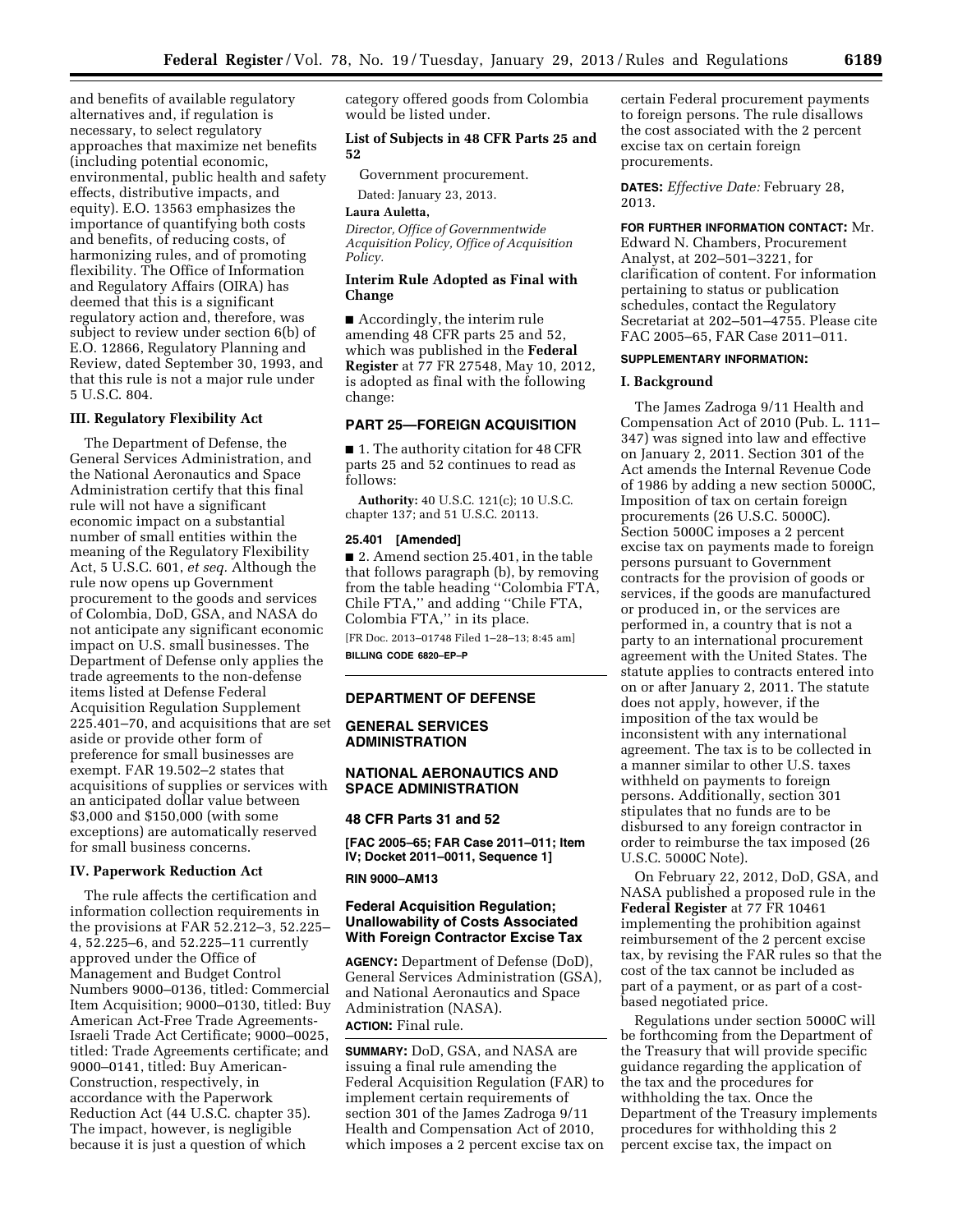and benefits of available regulatory alternatives and, if regulation is necessary, to select regulatory approaches that maximize net benefits (including potential economic, environmental, public health and safety effects, distributive impacts, and equity). E.O. 13563 emphasizes the importance of quantifying both costs and benefits, of reducing costs, of harmonizing rules, and of promoting flexibility. The Office of Information and Regulatory Affairs (OIRA) has deemed that this is a significant regulatory action and, therefore, was subject to review under section 6(b) of E.O. 12866, Regulatory Planning and Review, dated September 30, 1993, and that this rule is not a major rule under 5 U.S.C. 804.

### III. Regulatory Flexibility Act

The Department of Defense, the General Services Administration, and the National Aeronautics and Space Administration certify that this final rule will not have a significant economic impact on a substantial number of small entities within the meaning of the Regulatory Flexibility Act, 5 U.S.C. 601, *et seq.* Although the rule now opens up Government procurement to the goods and services of Colombia, DoD, GSA, and NASA do not anticipate any significant economic impact on U.S. small businesses. The Department of Defense only applies the trade agreements to the non-defense items listed at Defense Federal Acquisition Regulation Supplement 225.401–70, and acquisitions that are set aside or provide other form of preference for small businesses are exempt. FAR 19.502–2 states that acquisitions of supplies or services with an anticipated dollar value between $3,000 and $150,000 (with some exceptions) are automatically reserved for small business concerns.

### IV. Paperwork Reduction Act

The rule affects the certification and information collection requirements in the provisions at FAR 52.212–3, 52.225–4, 52.225–6, and 52.225–11 currently approved under the Office of Management and Budget Control Numbers 9000–0136, titled: Commercial Item Acquisition; 9000–0130, titled: Buy American Act-Free Trade Agreements-Israeli Trade Act Certificate; 9000–0025, titled: Trade Agreements certificate; and 9000–0141, titled: Buy American-Construction, respectively, in accordance with the Paperwork Reduction Act (44 U.S.C. chapter 35). The impact, however, is negligible because it is just a question of which category offered goods from Colombia would be listed under.

**List of Subjects in 48 CFR Parts 25 and 52**

Government procurement.

Dated: January 23, 2013.

**Laura Auletta,**

*Director, Office of Governmentwide Acquisition Policy, Office of Acquisition Policy.*

**Interim Rule Adopted as Final with Change**

■ Accordingly, the interim rule amending 48 CFR parts 25 and 52, which was published in the **Federal Register** at 77 FR 27548, May 10, 2012, is adopted as final with the following change:

## PART 25—FOREIGN ACQUISITION

■ 1. The authority citation for 48 CFR parts 25 and 52 continues to read as follows:

**Authority:** 40 U.S.C. 121(c); 10 U.S.C. chapter 137; and 51 U.S.C. 20113.

**25.401 [Amended]**

■ 2. Amend section 25.401, in the table that follows paragraph (b), by removing from the table heading ''Colombia FTA, Chile FTA,'' and adding ''Chile FTA, Colombia FTA,'' in its place.

[FR Doc. 2013–01748 Filed 1–28–13; 8:45 am]

**BILLING CODE 6820–EP–P**

---

## DEPARTMENT OF DEFENSE

## GENERAL SERVICES ADMINISTRATION

## NATIONAL AERONAUTICS AND SPACE ADMINISTRATION

### 48 CFR Parts 31 and 52

**[FAC 2005–65; FAR Case 2011–011; Item IV; Docket 2011–0011, Sequence 1]**

**RIN 9000–AM13**

## Federal Acquisition Regulation; Unallowability of Costs Associated With Foreign Contractor Excise Tax

**AGENCY:** Department of Defense (DoD), General Services Administration (GSA), and National Aeronautics and Space Administration (NASA).

**ACTION:** Final rule.

**SUMMARY:** DoD, GSA, and NASA are issuing a final rule amending the Federal Acquisition Regulation (FAR) to implement certain requirements of section 301 of the James Zadroga 9/11 Health and Compensation Act of 2010, which imposes a 2 percent excise tax on certain Federal procurement payments to foreign persons. The rule disallows the cost associated with the 2 percent excise tax on certain foreign procurements.

**DATES:** *Effective Date:* February 28, 2013.

**FOR FURTHER INFORMATION CONTACT:** Mr. Edward N. Chambers, Procurement Analyst, at 202–501–3221, for clarification of content. For information pertaining to status or publication schedules, contact the Regulatory Secretariat at 202–501–4755. Please cite FAC 2005–65, FAR Case 2011–011.

**SUPPLEMENTARY INFORMATION:**

### I. Background

The James Zadroga 9/11 Health and Compensation Act of 2010 (Pub. L. 111–347) was signed into law and effective on January 2, 2011. Section 301 of the Act amends the Internal Revenue Code of 1986 by adding a new section 5000C, Imposition of tax on certain foreign procurements (26 U.S.C. 5000C). Section 5000C imposes a 2 percent excise tax on payments made to foreign persons pursuant to Government contracts for the provision of goods or services, if the goods are manufactured or produced in, or the services are performed in, a country that is not a party to an international procurement agreement with the United States. The statute applies to contracts entered into on or after January 2, 2011. The statute does not apply, however, if the imposition of the tax would be inconsistent with any international agreement. The tax is to be collected in a manner similar to other U.S. taxes withheld on payments to foreign persons. Additionally, section 301 stipulates that no funds are to be disbursed to any foreign contractor in order to reimburse the tax imposed (26 U.S.C. 5000C Note).

On February 22, 2012, DoD, GSA, and NASA published a proposed rule in the **Federal Register** at 77 FR 10461 implementing the prohibition against reimbursement of the 2 percent excise tax, by revising the FAR rules so that the cost of the tax cannot be included as part of a payment, or as part of a cost-based negotiated price.

Regulations under section 5000C will be forthcoming from the Department of the Treasury that will provide specific guidance regarding the application of the tax and the procedures for withholding the tax. Once the Department of the Treasury implements procedures for withholding this 2 percent excise tax, the impact on